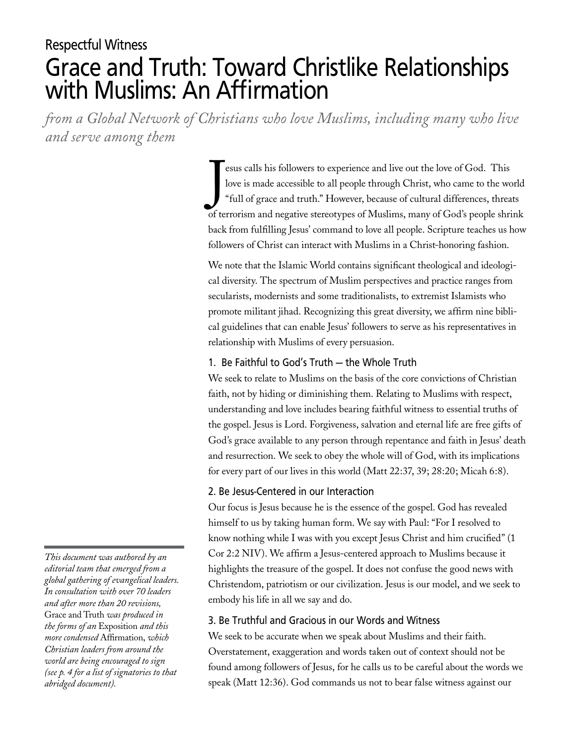Respectful Witness

# Grace and Truth: Toward Christlike Relationships with Muslims: An Affirmation

*from a Global Network of Christians who love Muslims, including many who live and serve among them*

Jesus calls his followers to experience and live out the love of God. This love is made accessible to all people through Christ, who came to the world "full of grace and truth." However, because of cultural differences, threats of terrorism and negative stereotypes of Muslims, many of God's people shrink back from fulfilling Jesus' command to love all people. Scripture teaches us how followers of Christ can interact with Muslims in a Christ-honoring fashion.

We note that the Islamic World contains significant theological and ideological diversity. The spectrum of Muslim perspectives and practice ranges from secularists, modernists and some traditionalists, to extremist Islamists who promote militant jihad. Recognizing this great diversity, we affirm nine biblical guidelines that can enable Jesus' followers to serve as his representatives in relationship with Muslims of every persuasion.

## 1. Be Faithful to God's Truth — the Whole Truth

We seek to relate to Muslims on the basis of the core convictions of Christian faith, not by hiding or diminishing them. Relating to Muslims with respect, understanding and love includes bearing faithful witness to essential truths of the gospel. Jesus is Lord. Forgiveness, salvation and eternal life are free gifts of God's grace available to any person through repentance and faith in Jesus' death and resurrection. We seek to obey the whole will of God, with its implications for every part of our lives in this world (Matt 22:37, 39; 28:20; Micah 6:8).

## 2. Be Jesus-Centered in our Interaction

Our focus is Jesus because he is the essence of the gospel. God has revealed himself to us by taking human form. We say with Paul: "For I resolved to know nothing while I was with you except Jesus Christ and him crucified" (1 Cor 2:2 NIV). We affirm a Jesus-centered approach to Muslims because it highlights the treasure of the gospel. It does not confuse the good news with Christendom, patriotism or our civilization. Jesus is our model, and we seek to embody his life in all we say and do.

## 3. Be Truthful and Gracious in our Words and Witness

We seek to be accurate when we speak about Muslims and their faith. Overstatement, exaggeration and words taken out of context should not be found among followers of Jesus, for he calls us to be careful about the words we speak (Matt 12:36). God commands us not to bear false witness against our

*This document was authored by an editorial team that emerged from a global gathering of evangelical leaders. In consultation with over 70 leaders and after more than 20 revisions,* Grace and Truth *was produced in the forms of an* Exposition *and this more condensed* Affirmation, *which Christian leaders from around the world are being encouraged to sign (see p. 4 for a list of signatories to that abridged document).*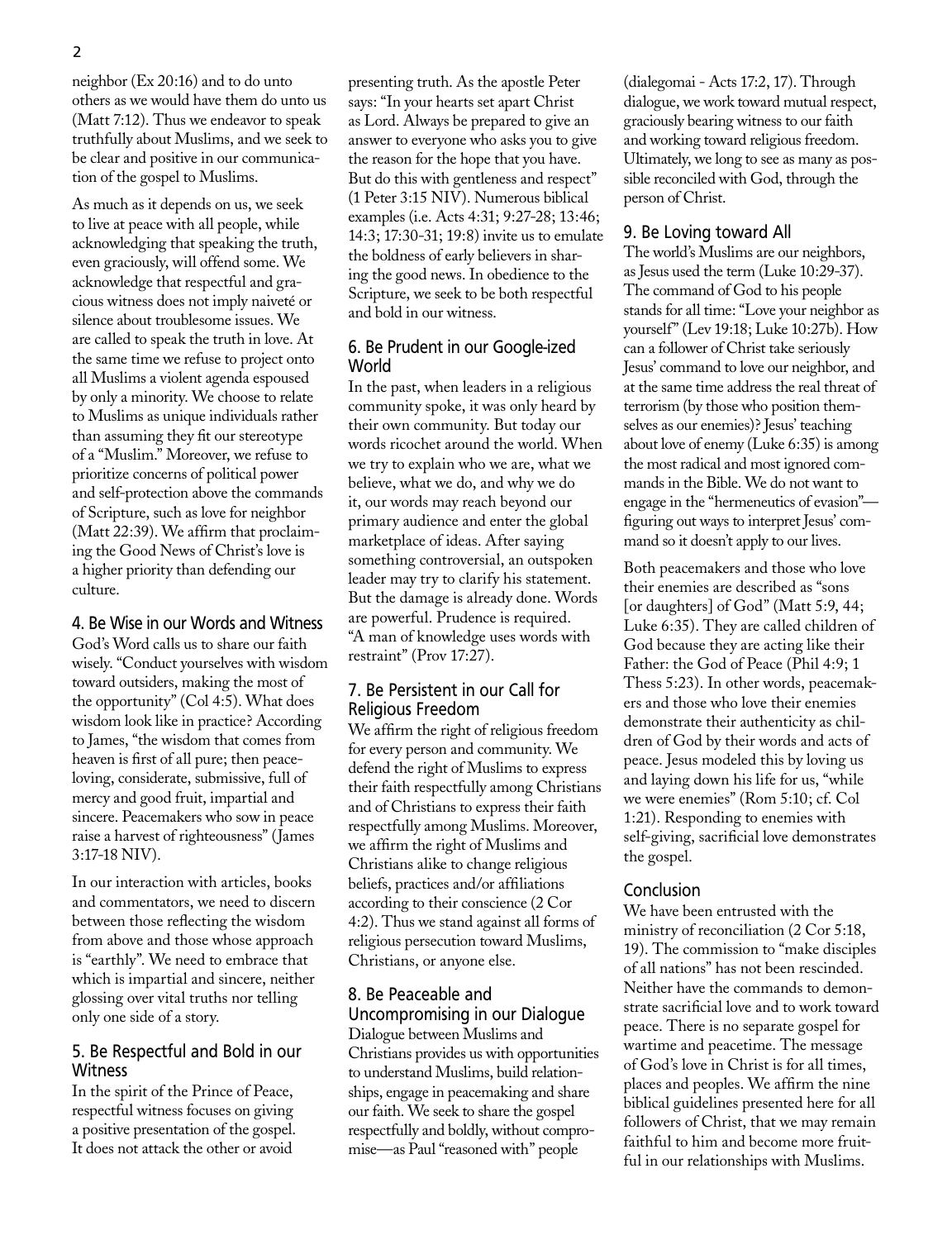neighbor (Ex 20:16) and to do unto others as we would have them do unto us (Matt 7:12). Thus we endeavor to speak truthfully about Muslims, and we seek to be clear and positive in our communication of the gospel to Muslims.

As much as it depends on us, we seek to live at peace with all people, while acknowledging that speaking the truth, even graciously, will offend some. We acknowledge that respectful and gracious witness does not imply naiveté or silence about troublesome issues. We are called to speak the truth in love. At the same time we refuse to project onto all Muslims a violent agenda espoused by only a minority. We choose to relate to Muslims as unique individuals rather than assuming they fit our stereotype of a "Muslim." Moreover, we refuse to prioritize concerns of political power and self-protection above the commands of Scripture, such as love for neighbor (Matt 22:39). We affirm that proclaiming the Good News of Christ's love is a higher priority than defending our culture.

## 4. Be Wise in our Words and Witness

God's Word calls us to share our faith wisely. "Conduct yourselves with wisdom toward outsiders, making the most of the opportunity" (Col 4:5). What does wisdom look like in practice? According to James, "the wisdom that comes from heaven is first of all pure; then peace-loving, considerate, submissive, full of mercy and good fruit, impartial and sincere. Peacemakers who sow in peace raise a harvest of righteousness" (James 3:17-18 NIV).

In our interaction with articles, books and commentators, we need to discern between those reflecting the wisdom from above and those whose approach is "earthly". We need to embrace that which is impartial and sincere, neither glossing over vital truths nor telling only one side of a story.

## 5. Be Respectful and Bold in our Witness

In the spirit of the Prince of Peace, respectful witness focuses on giving a positive presentation of the gospel. It does not attack the other or avoid presenting truth. As the apostle Peter says: "In your hearts set apart Christ as Lord. Always be prepared to give an answer to everyone who asks you to give the reason for the hope that you have. But do this with gentleness and respect" (1 Peter 3:15 NIV). Numerous biblical examples (i.e. Acts 4:31; 9:27-28; 13:46; 14:3; 17:30-31; 19:8) invite us to emulate the boldness of early believers in sharing the good news. In obedience to the Scripture, we seek to be both respectful and bold in our witness.

## 6. Be Prudent in our Google-ized World

In the past, when leaders in a religious community spoke, it was only heard by their own community. But today our words ricochet around the world. When we try to explain who we are, what we believe, what we do, and why we do it, our words may reach beyond our primary audience and enter the global marketplace of ideas. After saying something controversial, an outspoken leader may try to clarify his statement. But the damage is already done. Words are powerful. Prudence is required. "A man of knowledge uses words with restraint" (Prov 17:27).

## 7. Be Persistent in our Call for Religious Freedom

We affirm the right of religious freedom for every person and community. We defend the right of Muslims to express their faith respectfully among Christians and of Christians to express their faith respectfully among Muslims. Moreover, we affirm the right of Muslims and Christians alike to change religious beliefs, practices and/or affiliations according to their conscience (2 Cor 4:2). Thus we stand against all forms of religious persecution toward Muslims, Christians, or anyone else.

## 8. Be Peaceable and Uncompromising in our Dialogue

Dialogue between Muslims and Christians provides us with opportunities to understand Muslims, build relationships, engage in peacemaking and share our faith. We seek to share the gospel respectfully and boldly, without compromise—as Paul "reasoned with" people (dialegomai - Acts 17:2, 17). Through dialogue, we work toward mutual respect, graciously bearing witness to our faith and working toward religious freedom. Ultimately, we long to see as many as possible reconciled with God, through the person of Christ.

## 9. Be Loving toward All

The world's Muslims are our neighbors, as Jesus used the term (Luke 10:29-37). The command of God to his people stands for all time: "Love your neighbor as yourself" (Lev 19:18; Luke 10:27b). How can a follower of Christ take seriously Jesus' command to love our neighbor, and at the same time address the real threat of terrorism (by those who position themselves as our enemies)? Jesus' teaching about love of enemy (Luke 6:35) is among the most radical and most ignored commands in the Bible. We do not want to engage in the "hermeneutics of evasion"—figuring out ways to interpret Jesus' command so it doesn't apply to our lives.

Both peacemakers and those who love their enemies are described as "sons [or daughters] of God" (Matt 5:9, 44; Luke 6:35). They are called children of God because they are acting like their Father: the God of Peace (Phil 4:9; 1 Thess 5:23). In other words, peacemakers and those who love their enemies demonstrate their authenticity as children of God by their words and acts of peace. Jesus modeled this by loving us and laying down his life for us, "while we were enemies" (Rom 5:10; cf. Col 1:21). Responding to enemies with self-giving, sacrificial love demonstrates the gospel.

## Conclusion

We have been entrusted with the ministry of reconciliation (2 Cor 5:18, 19). The commission to "make disciples of all nations" has not been rescinded. Neither have the commands to demonstrate sacrificial love and to work toward peace. There is no separate gospel for wartime and peacetime. The message of God's love in Christ is for all times, places and peoples. We affirm the nine biblical guidelines presented here for all followers of Christ, that we may remain faithful to him and become more fruitful in our relationships with Muslims.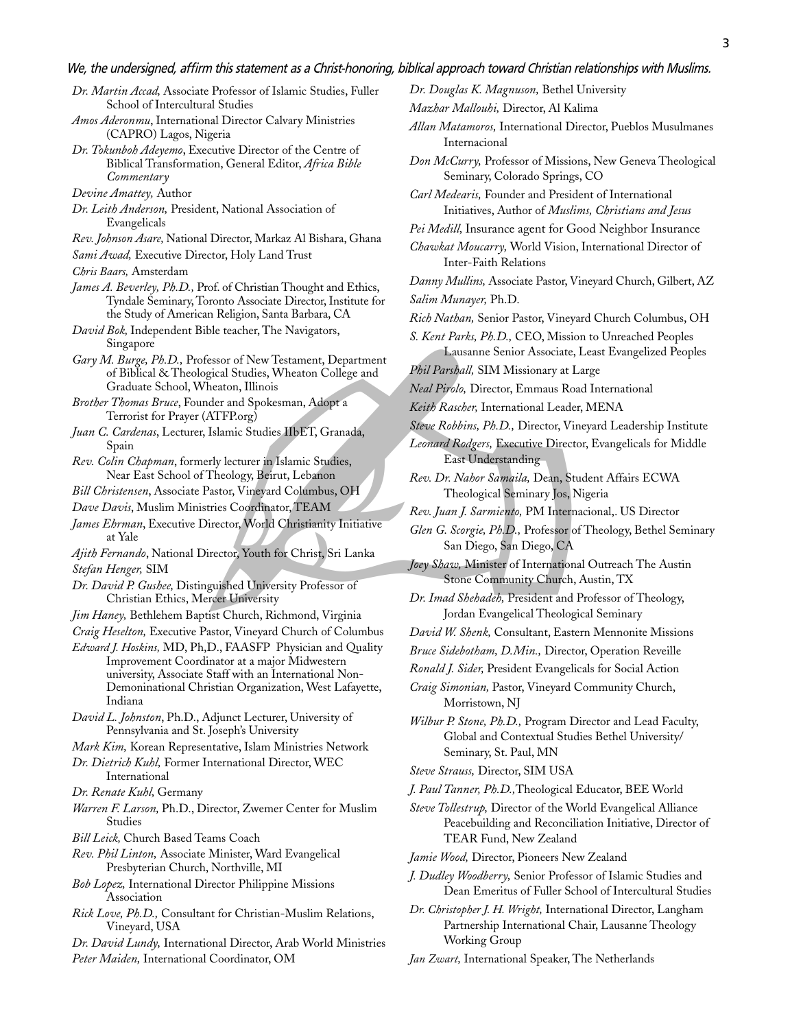*We, the undersigned, affirm this statement as a Christ-honoring, biblical approach toward Christian relationships with Muslims.*

*Dr. Martin Accad,* Associate Professor of Islamic Studies, Fuller School of Intercultural Studies

*Amos Aderonmu*, International Director Calvary Ministries (CAPRO) Lagos, Nigeria

*Dr. Tokunboh Adeyemo*, Executive Director of the Centre of Biblical Transformation, General Editor, *Africa Bible Commentary*

*Devine Amattey,* Author

*Dr. Leith Anderson,* President, National Association of Evangelicals

*Rev. Johnson Asare,* National Director, Markaz Al Bishara, Ghana

*Sami Awad,* Executive Director, Holy Land Trust

*Chris Baars,* Amsterdam

*James A. Beverley, Ph.D.,* Prof. of Christian Thought and Ethics, Tyndale Seminary, Toronto Associate Director, Institute for the Study of American Religion, Santa Barbara, CA

*David Bok,* Independent Bible teacher, The Navigators, Singapore

*Gary M. Burge, Ph.D.,* Professor of New Testament, Department of Biblical & Theological Studies, Wheaton College and Graduate School, Wheaton, Illinois

*Brother Thomas Bruce*, Founder and Spokesman, Adopt a Terrorist for Prayer (ATFP.org)

*Juan C. Cardenas*, Lecturer, Islamic Studies IIbET, Granada, Spain

*Rev. Colin Chapman*, formerly lecturer in Islamic Studies, Near East School of Theology, Beirut, Lebanon

*Bill Christensen*, Associate Pastor, Vineyard Columbus, OH

*Dave Davis*, Muslim Ministries Coordinator, TEAM

*James Ehrman*, Executive Director, World Christianity Initiative at Yale

*Ajith Fernando*, National Director, Youth for Christ, Sri Lanka

*Stefan Henger,* SIM

*Dr. David P. Gushee,* Distinguished University Professor of Christian Ethics, Mercer University

*Jim Haney,* Bethlehem Baptist Church, Richmond, Virginia

*Craig Heselton,* Executive Pastor, Vineyard Church of Columbus

*Edward J. Hoskins,* MD, Ph,D., FAASFP Physician and Quality Improvement Coordinator at a major Midwestern university, Associate Staff with an International Non-Demoninational Christian Organization, West Lafayette, Indiana

*David L. Johnston*, Ph.D., Adjunct Lecturer, University of Pennsylvania and St. Joseph's University

*Mark Kim,* Korean Representative, Islam Ministries Network

*Dr. Dietrich Kuhl,* Former International Director, WEC International

*Dr. Renate Kuhl,* Germany

*Warren F. Larson,* Ph.D., Director, Zwemer Center for Muslim Studies

*Bill Leick,* Church Based Teams Coach

*Rev. Phil Linton,* Associate Minister, Ward Evangelical Presbyterian Church, Northville, MI

*Bob Lopez,* International Director Philippine Missions Association

*Rick Love, Ph.D.,* Consultant for Christian-Muslim Relations, Vineyard, USA

*Dr. David Lundy,* International Director, Arab World Ministries

*Peter Maiden,* International Coordinator, OM

*Dr. Douglas K. Magnuson,* Bethel University

*Mazhar Mallouhi,* Director, Al Kalima

*Allan Matamoros,* International Director, Pueblos Musulmanes Internacional

*Don McCurry,* Professor of Missions, New Geneva Theological Seminary, Colorado Springs, CO

*Carl Medearis,* Founder and President of International Initiatives, Author of *Muslims, Christians and Jesus*

*Pei Medill,* Insurance agent for Good Neighbor Insurance

*Chawkat Moucarry,* World Vision, International Director of Inter-Faith Relations

*Danny Mullins,* Associate Pastor, Vineyard Church, Gilbert, AZ

*Salim Munayer,* Ph.D.

*Rich Nathan,* Senior Pastor, Vineyard Church Columbus, OH

*S. Kent Parks, Ph.D.,* CEO, Mission to Unreached Peoples Lausanne Senior Associate, Least Evangelized Peoples

*Phil Parshall,* SIM Missionary at Large

*Neal Pirolo,* Director, Emmaus Road International

*Keith Rascher,* International Leader, MENA

*Steve Robbins, Ph.D.,* Director, Vineyard Leadership Institute

*Leonard Rodgers,* Executive Director, Evangelicals for Middle East Understanding

*Rev. Dr. Nahor Samaila,* Dean, Student Affairs ECWA Theological Seminary Jos, Nigeria

*Rev. Juan J. Sarmiento,* PM Internacional,. US Director

*Glen G. Scorgie, Ph.D.,* Professor of Theology, Bethel Seminary San Diego, San Diego, CA

*Joey Shaw,* Minister of International Outreach The Austin Stone Community Church, Austin, TX

*Dr. Imad Shehadeh,* President and Professor of Theology, Jordan Evangelical Theological Seminary

*David W. Shenk,* Consultant, Eastern Mennonite Missions

*Bruce Sidebotham, D.Min.,* Director, Operation Reveille

*Ronald J. Sider,* President Evangelicals for Social Action

*Craig Simonian,* Pastor, Vineyard Community Church, Morristown, NJ

*Wilbur P. Stone, Ph.D.,* Program Director and Lead Faculty, Global and Contextual Studies Bethel University/ Seminary, St. Paul, MN

*Steve Strauss,* Director, SIM USA

*J. Paul Tanner, Ph.D.,* Theological Educator, BEE World

*Steve Tollestrup,* Director of the World Evangelical Alliance Peacebuilding and Reconciliation Initiative, Director of TEAR Fund, New Zealand

*Jamie Wood,* Director, Pioneers New Zealand

*J. Dudley Woodberry,* Senior Professor of Islamic Studies and Dean Emeritus of Fuller School of Intercultural Studies

*Dr. Christopher J. H. Wright,* International Director, Langham Partnership International Chair, Lausanne Theology Working Group

*Jan Zwart,* International Speaker, The Netherlands